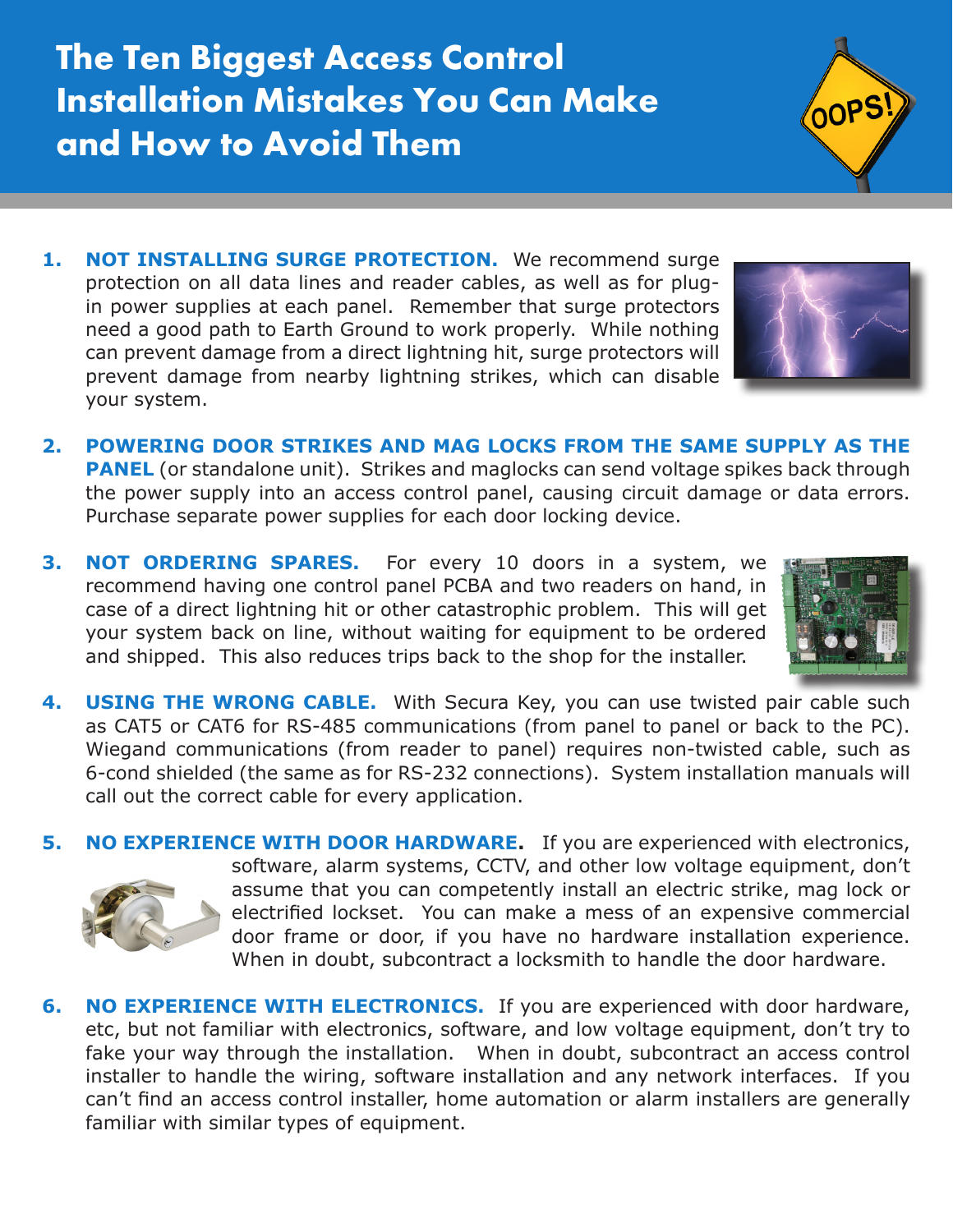# The Ten Biggest Access Control Installation Mistakes You Can Make and How to Avoid Them

1. **NOT INSTALLING SURGE PROTECTION.** We recommend surge protection on all data lines and reader cables, as well as for plug-in power supplies at each panel. Remember that surge protectors need a good path to Earth Ground to work properly. While nothing can prevent damage from a direct lightning hit, surge protectors will prevent damage from nearby lightning strikes, which can disable your system.

2. **POWERING DOOR STRIKES AND MAG LOCKS FROM THE SAME SUPPLY AS THE PANEL** (or standalone unit). Strikes and maglocks can send voltage spikes back through the power supply into an access control panel, causing circuit damage or data errors. Purchase separate power supplies for each door locking device.

3. **NOT ORDERING SPARES.** For every 10 doors in a system, we recommend having one control panel PCBA and two readers on hand, in case of a direct lightning hit or other catastrophic problem. This will get your system back on line, without waiting for equipment to be ordered and shipped. This also reduces trips back to the shop for the installer.

4. **USING THE WRONG CABLE.** With Secura Key, you can use twisted pair cable such as CAT5 or CAT6 for RS-485 communications (from panel to panel or back to the PC). Wiegand communications (from reader to panel) requires non-twisted cable, such as 6-cond shielded (the same as for RS-232 connections). System installation manuals will call out the correct cable for every application.

5. **NO EXPERIENCE WITH DOOR HARDWARE.** If you are experienced with electronics, software, alarm systems, CCTV, and other low voltage equipment, don't assume that you can competently install an electric strike, mag lock or electrified lockset. You can make a mess of an expensive commercial door frame or door, if you have no hardware installation experience. When in doubt, subcontract a locksmith to handle the door hardware.

6. **NO EXPERIENCE WITH ELECTRONICS.** If you are experienced with door hardware, etc, but not familiar with electronics, software, and low voltage equipment, don't try to fake your way through the installation. When in doubt, subcontract an access control installer to handle the wiring, software installation and any network interfaces. If you can't find an access control installer, home automation or alarm installers are generally familiar with similar types of equipment.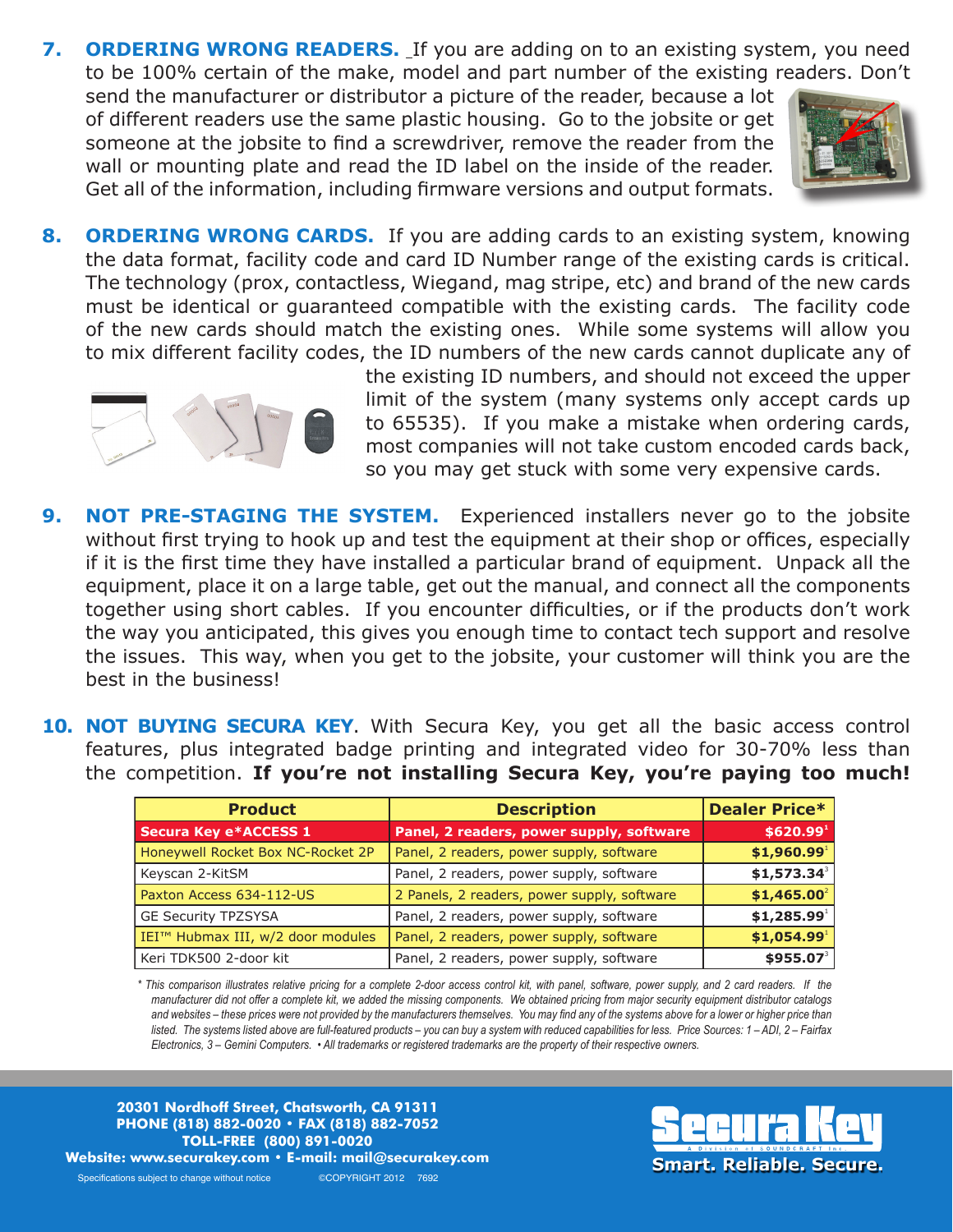7. **ORDERING WRONG READERS.** If you are adding on to an existing system, you need to be 100% certain of the make, model and part number of the existing readers. Don't send the manufacturer or distributor a picture of the reader, because a lot of different readers use the same plastic housing. Go to the jobsite or get someone at the jobsite to find a screwdriver, remove the reader from the wall or mounting plate and read the ID label on the inside of the reader. Get all of the information, including firmware versions and output formats.

8. **ORDERING WRONG CARDS.** If you are adding cards to an existing system, knowing the data format, facility code and card ID Number range of the existing cards is critical. The technology (prox, contactless, Wiegand, mag stripe, etc) and brand of the new cards must be identical or guaranteed compatible with the existing cards. The facility code of the new cards should match the existing ones. While some systems will allow you to mix different facility codes, the ID numbers of the new cards cannot duplicate any of the existing ID numbers, and should not exceed the upper limit of the system (many systems only accept cards up to 65535). If you make a mistake when ordering cards, most companies will not take custom encoded cards back, so you may get stuck with some very expensive cards.

9. **NOT PRE-STAGING THE SYSTEM.** Experienced installers never go to the jobsite without first trying to hook up and test the equipment at their shop or offices, especially if it is the first time they have installed a particular brand of equipment. Unpack all the equipment, place it on a large table, get out the manual, and connect all the components together using short cables. If you encounter difficulties, or if the products don't work the way you anticipated, this gives you enough time to contact tech support and resolve the issues. This way, when you get to the jobsite, your customer will think you are the best in the business!

10. **NOT BUYING SECURA KEY**. With Secura Key, you get all the basic access control features, plus integrated badge printing and integrated video for 30-70% less than the competition. **If you're not installing Secura Key, you're paying too much!**

| Product | Description | Dealer Price* |
|---|---|---|
| **Secura Key e*ACCESS 1** | **Panel, 2 readers, power supply, software** | **$620.99**[1] |
| Honeywell Rocket Box NC-Rocket 2P | Panel, 2 readers, power supply, software | **$1,960.99**[1] |
| Keyscan 2-KitSM | Panel, 2 readers, power supply, software | **$1,573.34**[3] |
| Paxton Access 634-112-US | 2 Panels, 2 readers, power supply, software | **$1,465.00**[2] |
| GE Security TPZSYSA | Panel, 2 readers, power supply, software | **$1,285.99**[1] |
| IEI™ Hubmax III, w/2 door modules | Panel, 2 readers, power supply, software | **$1,054.99**[1] |
| Keri TDK500 2-door kit | Panel, 2 readers, power supply, software | **$955.07**[3] |

*\* This comparison illustrates relative pricing for a complete 2-door access control kit, with panel, software, power supply, and 2 card readers. If the manufacturer did not offer a complete kit, we added the missing components. We obtained pricing from major security equipment distributor catalogs and websites – these prices were not provided by the manufacturers themselves. You may find any of the systems above for a lower or higher price than listed. The systems listed above are full-featured products – you can buy a system with reduced capabilities for less. Price Sources: 1 – ADI, 2 – Fairfax Electronics, 3 – Gemini Computers. • All trademarks or registered trademarks are the property of their respective owners.*

**20301 Nordhoff Street, Chatsworth, CA 91311**
**PHONE (818) 882-0020 • FAX (818) 882-7052**
**TOLL-FREE (800) 891-0020**
**Website: www.securakey.com • E-mail: mail@securakey.com**

Specifications subject to change without notice ©COPYRIGHT 2012 7692

**Secura Key**
A Division of SOUNDCRAFT Inc.
**Smart. Reliable. Secure.**